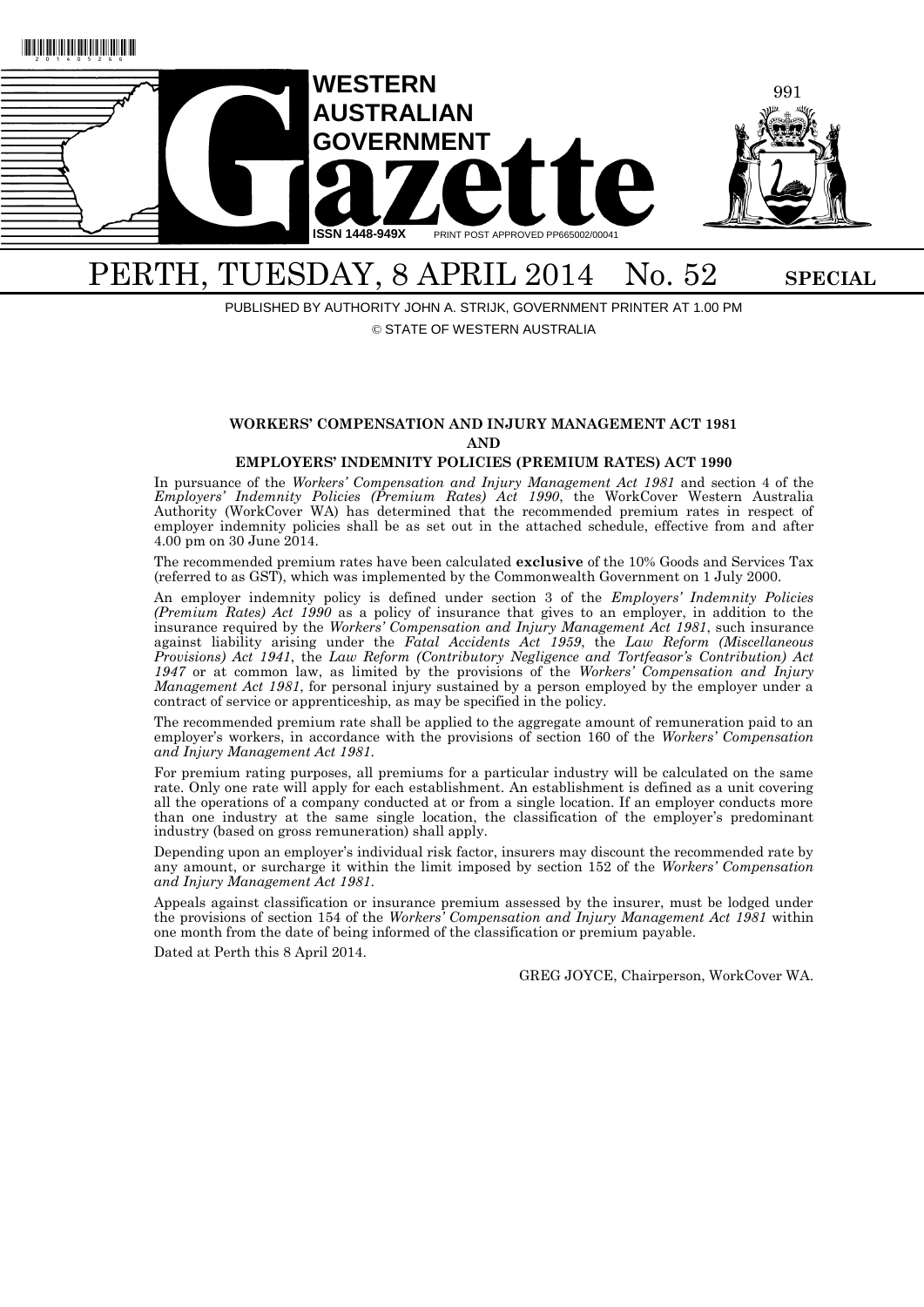# WESTERN AUSTRALIAN GOVERNMENT Gazette

ISSN 1448-949X PRINT POST APPROVED PP665002/00041

## PERTH, TUESDAY, 8 APRIL 2014 No. 52 SPECIAL

PUBLISHED BY AUTHORITY JOHN A. STRIJK, GOVERNMENT PRINTER AT 1.00 PM

© STATE OF WESTERN AUSTRALIA

### WORKERS' COMPENSATION AND INJURY MANAGEMENT ACT 1981
### AND
### EMPLOYERS' INDEMNITY POLICIES (PREMIUM RATES) ACT 1990

In pursuance of the *Workers' Compensation and Injury Management Act 1981* and section 4 of the *Employers' Indemnity Policies (Premium Rates) Act 1990*, the WorkCover Western Australia Authority (WorkCover WA) has determined that the recommended premium rates in respect of employer indemnity policies shall be as set out in the attached schedule, effective from and after 4.00 pm on 30 June 2014.

The recommended premium rates have been calculated **exclusive** of the 10% Goods and Services Tax (referred to as GST), which was implemented by the Commonwealth Government on 1 July 2000.

An employer indemnity policy is defined under section 3 of the *Employers' Indemnity Policies (Premium Rates) Act 1990* as a policy of insurance that gives to an employer, in addition to the insurance required by the *Workers' Compensation and Injury Management Act 1981*, such insurance against liability arising under the *Fatal Accidents Act 1959*, the *Law Reform (Miscellaneous Provisions) Act 1941*, the *Law Reform (Contributory Negligence and Tortfeasor's Contribution) Act 1947* or at common law, as limited by the provisions of the *Workers' Compensation and Injury Management Act 1981*, for personal injury sustained by a person employed by the employer under a contract of service or apprenticeship, as may be specified in the policy.

The recommended premium rate shall be applied to the aggregate amount of remuneration paid to an employer's workers, in accordance with the provisions of section 160 of the *Workers' Compensation and Injury Management Act 1981*.

For premium rating purposes, all premiums for a particular industry will be calculated on the same rate. Only one rate will apply for each establishment. An establishment is defined as a unit covering all the operations of a company conducted at or from a single location. If an employer conducts more than one industry at the same single location, the classification of the employer's predominant industry (based on gross remuneration) shall apply.

Depending upon an employer's individual risk factor, insurers may discount the recommended rate by any amount, or surcharge it within the limit imposed by section 152 of the *Workers' Compensation and Injury Management Act 1981*.

Appeals against classification or insurance premium assessed by the insurer, must be lodged under the provisions of section 154 of the *Workers' Compensation and Injury Management Act 1981* within one month from the date of being informed of the classification or premium payable.

Dated at Perth this 8 April 2014.

GREG JOYCE, Chairperson, WorkCover WA.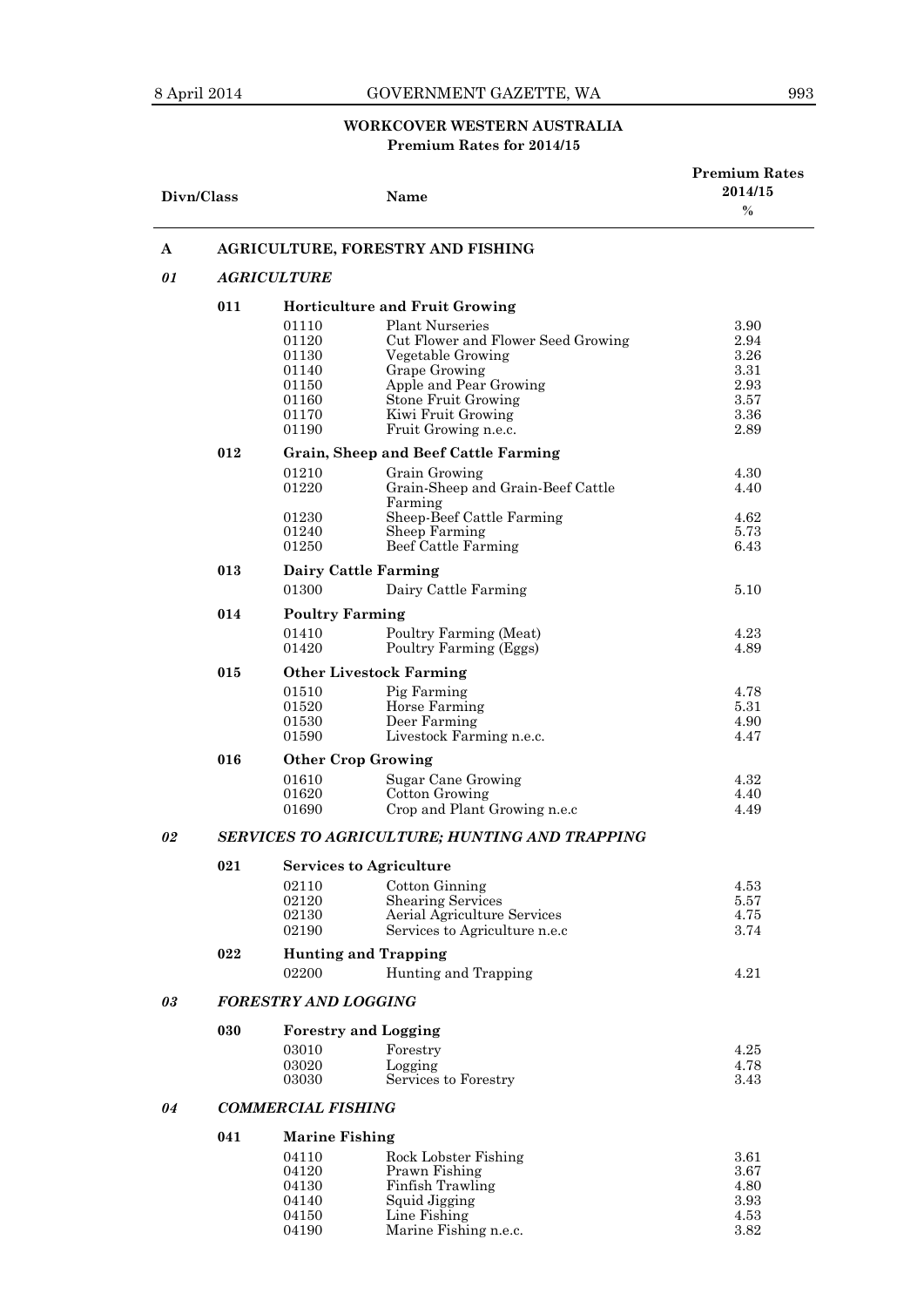## WORKCOVER WESTERN AUSTRALIA
### Premium Rates for 2014/15

| Divn/Class | | | Name | Premium Rates 2014/15 % |
|---|---|---|---|---|
| **A** | **AGRICULTURE, FORESTRY AND FISHING** | | | |
| ***01*** | ***AGRICULTURE*** | | | |
| | **011** | **Horticulture and Fruit Growing** | | |
| | | 01110 | Plant Nurseries | 3.90 |
| | | 01120 | Cut Flower and Flower Seed Growing | 2.94 |
| | | 01130 | Vegetable Growing | 3.26 |
| | | 01140 | Grape Growing | 3.31 |
| | | 01150 | Apple and Pear Growing | 2.93 |
| | | 01160 | Stone Fruit Growing | 3.57 |
| | | 01170 | Kiwi Fruit Growing | 3.36 |
| | | 01190 | Fruit Growing n.e.c. | 2.89 |
| | **012** | **Grain, Sheep and Beef Cattle Farming** | | |
| | | 01210 | Grain Growing | 4.30 |
| | | 01220 | Grain-Sheep and Grain-Beef Cattle Farming | 4.40 |
| | | 01230 | Sheep-Beef Cattle Farming | 4.62 |
| | | 01240 | Sheep Farming | 5.73 |
| | | 01250 | Beef Cattle Farming | 6.43 |
| | **013** | **Dairy Cattle Farming** | | |
| | | 01300 | Dairy Cattle Farming | 5.10 |
| | **014** | **Poultry Farming** | | |
| | | 01410 | Poultry Farming (Meat) | 4.23 |
| | | 01420 | Poultry Farming (Eggs) | 4.89 |
| | **015** | **Other Livestock Farming** | | |
| | | 01510 | Pig Farming | 4.78 |
| | | 01520 | Horse Farming | 5.31 |
| | | 01530 | Deer Farming | 4.90 |
| | | 01590 | Livestock Farming n.e.c. | 4.47 |
| | **016** | **Other Crop Growing** | | |
| | | 01610 | Sugar Cane Growing | 4.32 |
| | | 01620 | Cotton Growing | 4.40 |
| | | 01690 | Crop and Plant Growing n.e.c | 4.49 |
| ***02*** | ***SERVICES TO AGRICULTURE; HUNTING AND TRAPPING*** | | | |
| | **021** | **Services to Agriculture** | | |
| | | 02110 | Cotton Ginning | 4.53 |
| | | 02120 | Shearing Services | 5.57 |
| | | 02130 | Aerial Agriculture Services | 4.75 |
| | | 02190 | Services to Agriculture n.e.c | 3.74 |
| | **022** | **Hunting and Trapping** | | |
| | | 02200 | Hunting and Trapping | 4.21 |
| ***03*** | ***FORESTRY AND LOGGING*** | | | |
| | **030** | **Forestry and Logging** | | |
| | | 03010 | Forestry | 4.25 |
| | | 03020 | Logging | 4.78 |
| | | 03030 | Services to Forestry | 3.43 |
| ***04*** | ***COMMERCIAL FISHING*** | | | |
| | **041** | **Marine Fishing** | | |
| | | 04110 | Rock Lobster Fishing | 3.61 |
| | | 04120 | Prawn Fishing | 3.67 |
| | | 04130 | Finfish Trawling | 4.80 |
| | | 04140 | Squid Jigging | 3.93 |
| | | 04150 | Line Fishing | 4.53 |
| | | 04190 | Marine Fishing n.e.c. | 3.82 |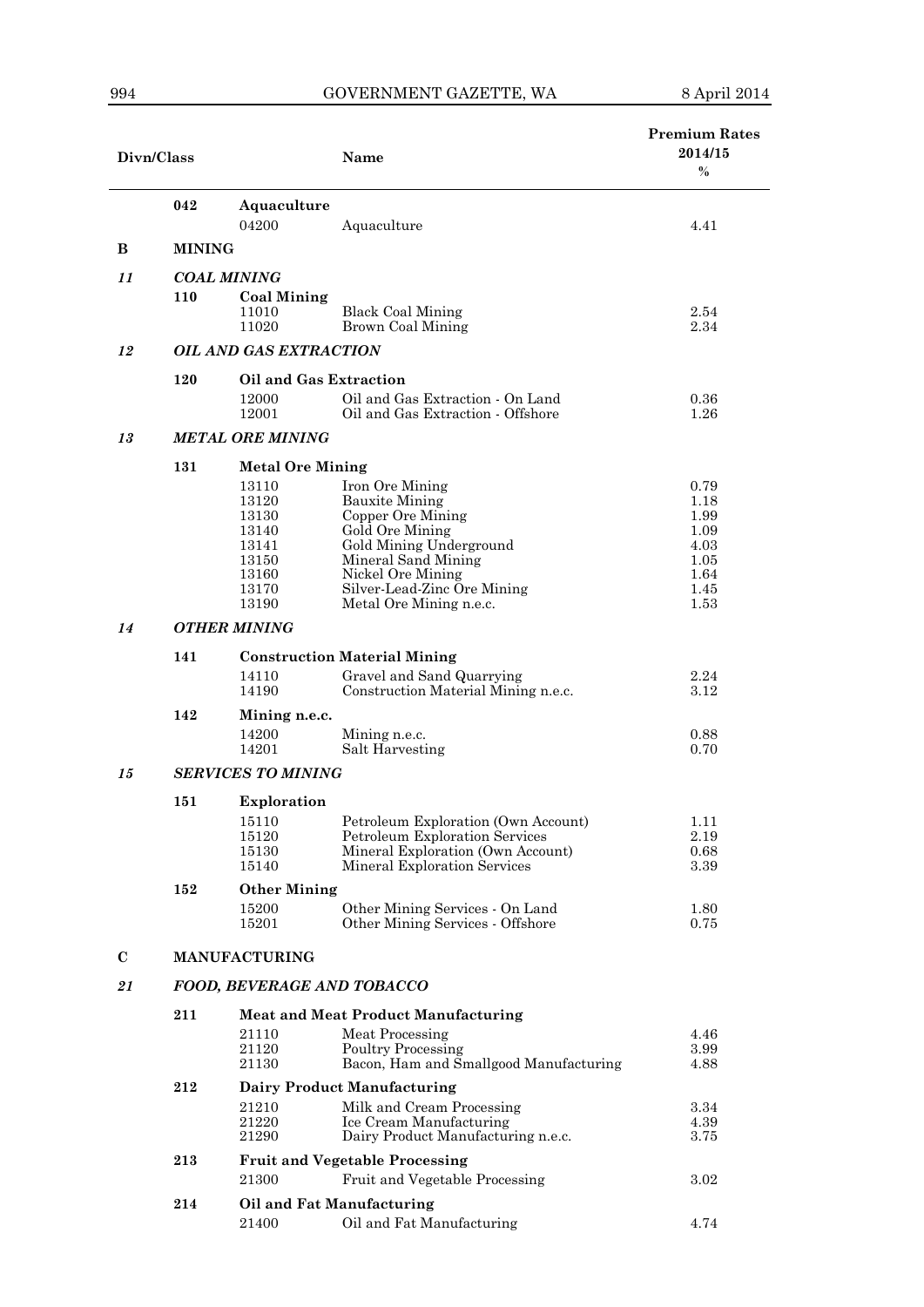| Divn/Class | | | Name | Premium Rates 2014/15 % |
|---|---|---|---|---|
| | 042 | **Aquaculture** | | |
| | | 04200 | Aquaculture | 4.41 |
| **B** | **MINING** | | | |
| ***11*** | ***COAL MINING*** | | | |
| | 110 | **Coal Mining** | | |
| | | 11010 | Black Coal Mining | 2.54 |
| | | 11020 | Brown Coal Mining | 2.34 |
| ***12*** | ***OIL AND GAS EXTRACTION*** | | | |
| | 120 | **Oil and Gas Extraction** | | |
| | | 12000 | Oil and Gas Extraction - On Land | 0.36 |
| | | 12001 | Oil and Gas Extraction - Offshore | 1.26 |
| ***13*** | ***METAL ORE MINING*** | | | |
| | 131 | **Metal Ore Mining** | | |
| | | 13110 | Iron Ore Mining | 0.79 |
| | | 13120 | Bauxite Mining | 1.18 |
| | | 13130 | Copper Ore Mining | 1.99 |
| | | 13140 | Gold Ore Mining | 1.09 |
| | | 13141 | Gold Mining Underground | 4.03 |
| | | 13150 | Mineral Sand Mining | 1.05 |
| | | 13160 | Nickel Ore Mining | 1.64 |
| | | 13170 | Silver-Lead-Zinc Ore Mining | 1.45 |
| | | 13190 | Metal Ore Mining n.e.c. | 1.53 |
| ***14*** | ***OTHER MINING*** | | | |
| | 141 | **Construction Material Mining** | | |
| | | 14110 | Gravel and Sand Quarrying | 2.24 |
| | | 14190 | Construction Material Mining n.e.c. | 3.12 |
| | 142 | **Mining n.e.c.** | | |
| | | 14200 | Mining n.e.c. | 0.88 |
| | | 14201 | Salt Harvesting | 0.70 |
| ***15*** | ***SERVICES TO MINING*** | | | |
| | 151 | **Exploration** | | |
| | | 15110 | Petroleum Exploration (Own Account) | 1.11 |
| | | 15120 | Petroleum Exploration Services | 2.19 |
| | | 15130 | Mineral Exploration (Own Account) | 0.68 |
| | | 15140 | Mineral Exploration Services | 3.39 |
| | 152 | **Other Mining** | | |
| | | 15200 | Other Mining Services - On Land | 1.80 |
| | | 15201 | Other Mining Services - Offshore | 0.75 |
| **C** | **MANUFACTURING** | | | |
| ***21*** | ***FOOD, BEVERAGE AND TOBACCO*** | | | |
| | 211 | **Meat and Meat Product Manufacturing** | | |
| | | 21110 | Meat Processing | 4.46 |
| | | 21120 | Poultry Processing | 3.99 |
| | | 21130 | Bacon, Ham and Smallgood Manufacturing | 4.88 |
| | 212 | **Dairy Product Manufacturing** | | |
| | | 21210 | Milk and Cream Processing | 3.34 |
| | | 21220 | Ice Cream Manufacturing | 4.39 |
| | | 21290 | Dairy Product Manufacturing n.e.c. | 3.75 |
| | 213 | **Fruit and Vegetable Processing** | | |
| | | 21300 | Fruit and Vegetable Processing | 3.02 |
| | 214 | **Oil and Fat Manufacturing** | | |
| | | 21400 | Oil and Fat Manufacturing | 4.74 |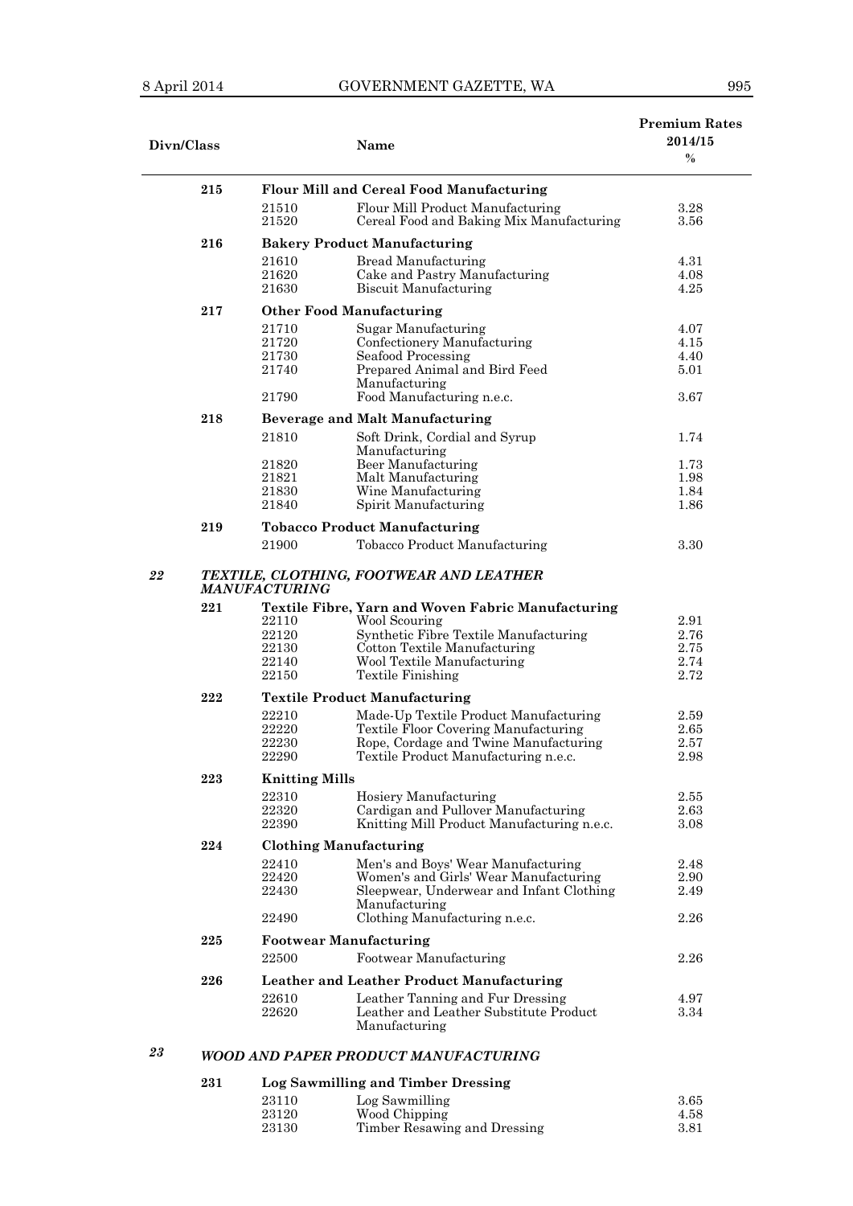| Divn/Class | | | Name | Premium Rates 2014/15 % |
|---|---|---|---|---|
| | 215 | | **Flour Mill and Cereal Food Manufacturing** | |
| | | 21510 | Flour Mill Product Manufacturing | 3.28 |
| | | 21520 | Cereal Food and Baking Mix Manufacturing | 3.56 |
| | 216 | | **Bakery Product Manufacturing** | |
| | | 21610 | Bread Manufacturing | 4.31 |
| | | 21620 | Cake and Pastry Manufacturing | 4.08 |
| | | 21630 | Biscuit Manufacturing | 4.25 |
| | 217 | | **Other Food Manufacturing** | |
| | | 21710 | Sugar Manufacturing | 4.07 |
| | | 21720 | Confectionery Manufacturing | 4.15 |
| | | 21730 | Seafood Processing | 4.40 |
| | | 21740 | Prepared Animal and Bird Feed Manufacturing | 5.01 |
| | | 21790 | Food Manufacturing n.e.c. | 3.67 |
| | 218 | | **Beverage and Malt Manufacturing** | |
| | | 21810 | Soft Drink, Cordial and Syrup Manufacturing | 1.74 |
| | | 21820 | Beer Manufacturing | 1.73 |
| | | 21821 | Malt Manufacturing | 1.98 |
| | | 21830 | Wine Manufacturing | 1.84 |
| | | 21840 | Spirit Manufacturing | 1.86 |
| | 219 | | **Tobacco Product Manufacturing** | |
| | | 21900 | Tobacco Product Manufacturing | 3.30 |
| ***22*** | | | ***TEXTILE, CLOTHING, FOOTWEAR AND LEATHER MANUFACTURING*** | |
| | 221 | | **Textile Fibre, Yarn and Woven Fabric Manufacturing** | |
| | | 22110 | Wool Scouring | 2.91 |
| | | 22120 | Synthetic Fibre Textile Manufacturing | 2.76 |
| | | 22130 | Cotton Textile Manufacturing | 2.75 |
| | | 22140 | Wool Textile Manufacturing | 2.74 |
| | | 22150 | Textile Finishing | 2.72 |
| | 222 | | **Textile Product Manufacturing** | |
| | | 22210 | Made-Up Textile Product Manufacturing | 2.59 |
| | | 22220 | Textile Floor Covering Manufacturing | 2.65 |
| | | 22230 | Rope, Cordage and Twine Manufacturing | 2.57 |
| | | 22290 | Textile Product Manufacturing n.e.c. | 2.98 |
| | 223 | | **Knitting Mills** | |
| | | 22310 | Hosiery Manufacturing | 2.55 |
| | | 22320 | Cardigan and Pullover Manufacturing | 2.63 |
| | | 22390 | Knitting Mill Product Manufacturing n.e.c. | 3.08 |
| | 224 | | **Clothing Manufacturing** | |
| | | 22410 | Men's and Boys' Wear Manufacturing | 2.48 |
| | | 22420 | Women's and Girls' Wear Manufacturing | 2.90 |
| | | 22430 | Sleepwear, Underwear and Infant Clothing Manufacturing | 2.49 |
| | | 22490 | Clothing Manufacturing n.e.c. | 2.26 |
| | 225 | | **Footwear Manufacturing** | |
| | | 22500 | Footwear Manufacturing | 2.26 |
| | 226 | | **Leather and Leather Product Manufacturing** | |
| | | 22610 | Leather Tanning and Fur Dressing | 4.97 |
| | | 22620 | Leather and Leather Substitute Product Manufacturing | 3.34 |
| ***23*** | | | ***WOOD AND PAPER PRODUCT MANUFACTURING*** | |
| | 231 | | **Log Sawmilling and Timber Dressing** | |
| | | 23110 | Log Sawmilling | 3.65 |
| | | 23120 | Wood Chipping | 4.58 |
| | | 23130 | Timber Resawing and Dressing | 3.81 |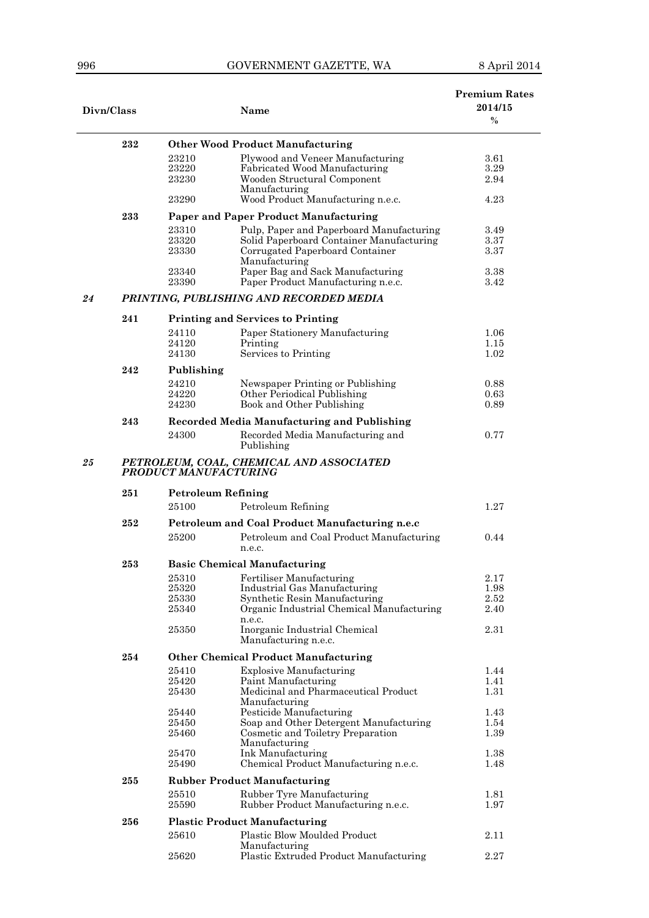| Divn/Class | | | Name | Premium Rates 2014/15 % |
|---|---|---|---|---|
| | **232** | | **Other Wood Product Manufacturing** | |
| | | 23210 | Plywood and Veneer Manufacturing | 3.61 |
| | | 23220 | Fabricated Wood Manufacturing | 3.29 |
| | | 23230 | Wooden Structural Component Manufacturing | 2.94 |
| | | 23290 | Wood Product Manufacturing n.e.c. | 4.23 |
| | **233** | | **Paper and Paper Product Manufacturing** | |
| | | 23310 | Pulp, Paper and Paperboard Manufacturing | 3.49 |
| | | 23320 | Solid Paperboard Container Manufacturing | 3.37 |
| | | 23330 | Corrugated Paperboard Container Manufacturing | 3.37 |
| | | 23340 | Paper Bag and Sack Manufacturing | 3.38 |
| | | 23390 | Paper Product Manufacturing n.e.c. | 3.42 |
| ***24*** | | | ***PRINTING, PUBLISHING AND RECORDED MEDIA*** | |
| | **241** | | **Printing and Services to Printing** | |
| | | 24110 | Paper Stationery Manufacturing | 1.06 |
| | | 24120 | Printing | 1.15 |
| | | 24130 | Services to Printing | 1.02 |
| | **242** | | **Publishing** | |
| | | 24210 | Newspaper Printing or Publishing | 0.88 |
| | | 24220 | Other Periodical Publishing | 0.63 |
| | | 24230 | Book and Other Publishing | 0.89 |
| | **243** | | **Recorded Media Manufacturing and Publishing** | |
| | | 24300 | Recorded Media Manufacturing and Publishing | 0.77 |
| ***25*** | | | ***PETROLEUM, COAL, CHEMICAL AND ASSOCIATED PRODUCT MANUFACTURING*** | |
| | **251** | | **Petroleum Refining** | |
| | | 25100 | Petroleum Refining | 1.27 |
| | **252** | | **Petroleum and Coal Product Manufacturing n.e.c** | |
| | | 25200 | Petroleum and Coal Product Manufacturing n.e.c. | 0.44 |
| | **253** | | **Basic Chemical Manufacturing** | |
| | | 25310 | Fertiliser Manufacturing | 2.17 |
| | | 25320 | Industrial Gas Manufacturing | 1.98 |
| | | 25330 | Synthetic Resin Manufacturing | 2.52 |
| | | 25340 | Organic Industrial Chemical Manufacturing n.e.c. | 2.40 |
| | | 25350 | Inorganic Industrial Chemical Manufacturing n.e.c. | 2.31 |
| | **254** | | **Other Chemical Product Manufacturing** | |
| | | 25410 | Explosive Manufacturing | 1.44 |
| | | 25420 | Paint Manufacturing | 1.41 |
| | | 25430 | Medicinal and Pharmaceutical Product Manufacturing | 1.31 |
| | | 25440 | Pesticide Manufacturing | 1.43 |
| | | 25450 | Soap and Other Detergent Manufacturing | 1.54 |
| | | 25460 | Cosmetic and Toiletry Preparation Manufacturing | 1.39 |
| | | 25470 | Ink Manufacturing | 1.38 |
| | | 25490 | Chemical Product Manufacturing n.e.c. | 1.48 |
| | **255** | | **Rubber Product Manufacturing** | |
| | | 25510 | Rubber Tyre Manufacturing | 1.81 |
| | | 25590 | Rubber Product Manufacturing n.e.c. | 1.97 |
| | **256** | | **Plastic Product Manufacturing** | |
| | | 25610 | Plastic Blow Moulded Product Manufacturing | 2.11 |
| | | 25620 | Plastic Extruded Product Manufacturing | 2.27 |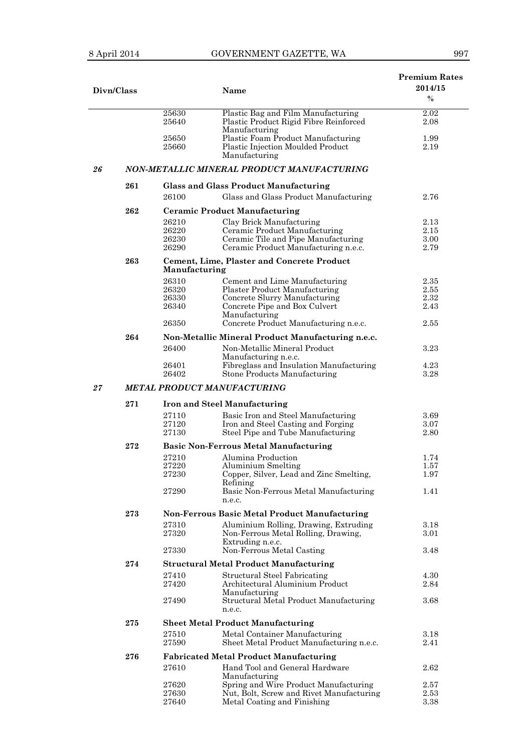| Divn/Class | | | Name | Premium Rates 2014/15 % |
|---|---|---|---|---|
| | | 25630 | Plastic Bag and Film Manufacturing | 2.02 |
| | | 25640 | Plastic Product Rigid Fibre Reinforced Manufacturing | 2.08 |
| | | 25650 | Plastic Foam Product Manufacturing | 1.99 |
| | | 25660 | Plastic Injection Moulded Product Manufacturing | 2.19 |
| ***26*** | | ***NON-METALLIC MINERAL PRODUCT MANUFACTURING*** | | |
| | **261** | **Glass and Glass Product Manufacturing** | | |
| | | 26100 | Glass and Glass Product Manufacturing | 2.76 |
| | **262** | **Ceramic Product Manufacturing** | | |
| | | 26210 | Clay Brick Manufacturing | 2.13 |
| | | 26220 | Ceramic Product Manufacturing | 2.15 |
| | | 26230 | Ceramic Tile and Pipe Manufacturing | 3.00 |
| | | 26290 | Ceramic Product Manufacturing n.e.c. | 2.79 |
| | **263** | **Cement, Lime, Plaster and Concrete Product Manufacturing** | | |
| | | 26310 | Cement and Lime Manufacturing | 2.35 |
| | | 26320 | Plaster Product Manufacturing | 2.55 |
| | | 26330 | Concrete Slurry Manufacturing | 2.32 |
| | | 26340 | Concrete Pipe and Box Culvert Manufacturing | 2.43 |
| | | 26350 | Concrete Product Manufacturing n.e.c. | 2.55 |
| | **264** | **Non-Metallic Mineral Product Manufacturing n.e.c.** | | |
| | | 26400 | Non-Metallic Mineral Product Manufacturing n.e.c. | 3.23 |
| | | 26401 | Fibreglass and Insulation Manufacturing | 4.23 |
| | | 26402 | Stone Products Manufacturing | 3.28 |
| ***27*** | | ***METAL PRODUCT MANUFACTURING*** | | |
| | **271** | **Iron and Steel Manufacturing** | | |
| | | 27110 | Basic Iron and Steel Manufacturing | 3.69 |
| | | 27120 | Iron and Steel Casting and Forging | 3.07 |
| | | 27130 | Steel Pipe and Tube Manufacturing | 2.80 |
| | **272** | **Basic Non-Ferrous Metal Manufacturing** | | |
| | | 27210 | Alumina Production | 1.74 |
| | | 27220 | Aluminium Smelting | 1.57 |
| | | 27230 | Copper, Silver, Lead and Zinc Smelting, Refining | 1.97 |
| | | 27290 | Basic Non-Ferrous Metal Manufacturing n.e.c. | 1.41 |
| | **273** | **Non-Ferrous Basic Metal Product Manufacturing** | | |
| | | 27310 | Aluminium Rolling, Drawing, Extruding | 3.18 |
| | | 27320 | Non-Ferrous Metal Rolling, Drawing, Extruding n.e.c. | 3.01 |
| | | 27330 | Non-Ferrous Metal Casting | 3.48 |
| | **274** | **Structural Metal Product Manufacturing** | | |
| | | 27410 | Structural Steel Fabricating | 4.30 |
| | | 27420 | Architectural Aluminium Product Manufacturing | 2.84 |
| | | 27490 | Structural Metal Product Manufacturing n.e.c. | 3.68 |
| | **275** | **Sheet Metal Product Manufacturing** | | |
| | | 27510 | Metal Container Manufacturing | 3.18 |
| | | 27590 | Sheet Metal Product Manufacturing n.e.c. | 2.41 |
| | **276** | **Fabricated Metal Product Manufacturing** | | |
| | | 27610 | Hand Tool and General Hardware Manufacturing | 2.62 |
| | | 27620 | Spring and Wire Product Manufacturing | 2.57 |
| | | 27630 | Nut, Bolt, Screw and Rivet Manufacturing | 2.53 |
| | | 27640 | Metal Coating and Finishing | 3.38 |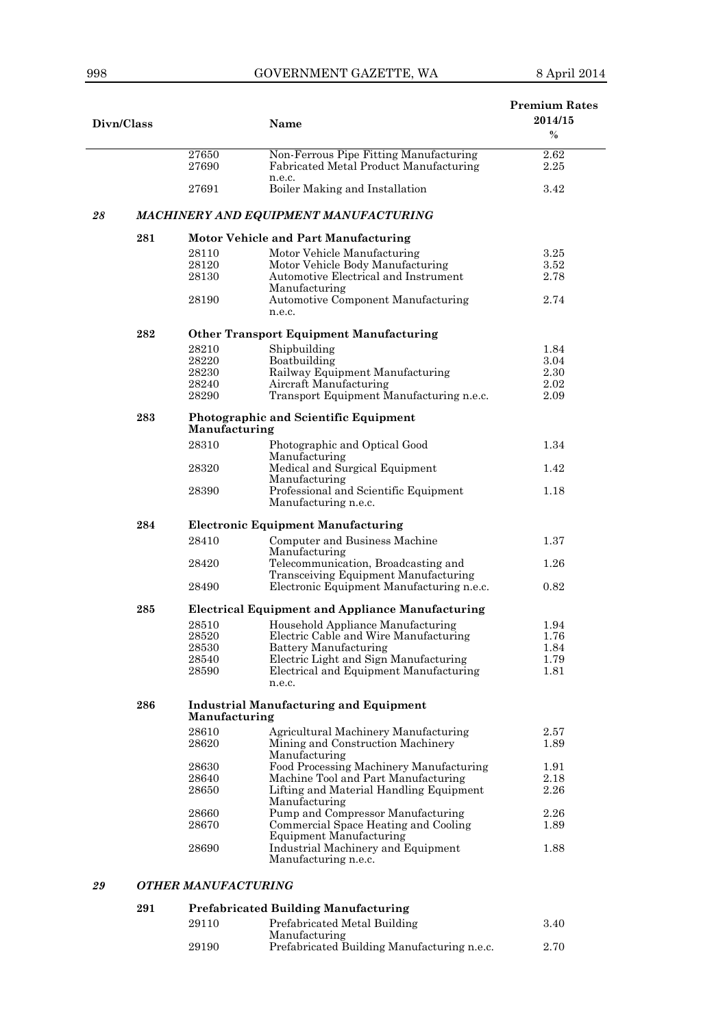| Divn/Class | | | Name | Premium Rates 2014/15 % |
|---|---|---|---|---|
| | | 27650 | Non-Ferrous Pipe Fitting Manufacturing | 2.62 |
| | | 27690 | Fabricated Metal Product Manufacturing n.e.c. | 2.25 |
| | | 27691 | Boiler Making and Installation | 3.42 |
| ***28*** | | ***MACHINERY AND EQUIPMENT MANUFACTURING*** | | |
| | **281** | **Motor Vehicle and Part Manufacturing** | | |
| | | 28110 | Motor Vehicle Manufacturing | 3.25 |
| | | 28120 | Motor Vehicle Body Manufacturing | 3.52 |
| | | 28130 | Automotive Electrical and Instrument Manufacturing | 2.78 |
| | | 28190 | Automotive Component Manufacturing n.e.c. | 2.74 |
| | **282** | **Other Transport Equipment Manufacturing** | | |
| | | 28210 | Shipbuilding | 1.84 |
| | | 28220 | Boatbuilding | 3.04 |
| | | 28230 | Railway Equipment Manufacturing | 2.30 |
| | | 28240 | Aircraft Manufacturing | 2.02 |
| | | 28290 | Transport Equipment Manufacturing n.e.c. | 2.09 |
| | **283** | **Photographic and Scientific Equipment Manufacturing** | | |
| | | 28310 | Photographic and Optical Good Manufacturing | 1.34 |
| | | 28320 | Medical and Surgical Equipment Manufacturing | 1.42 |
| | | 28390 | Professional and Scientific Equipment Manufacturing n.e.c. | 1.18 |
| | **284** | **Electronic Equipment Manufacturing** | | |
| | | 28410 | Computer and Business Machine Manufacturing | 1.37 |
| | | 28420 | Telecommunication, Broadcasting and Transceiving Equipment Manufacturing | 1.26 |
| | | 28490 | Electronic Equipment Manufacturing n.e.c. | 0.82 |
| | **285** | **Electrical Equipment and Appliance Manufacturing** | | |
| | | 28510 | Household Appliance Manufacturing | 1.94 |
| | | 28520 | Electric Cable and Wire Manufacturing | 1.76 |
| | | 28530 | Battery Manufacturing | 1.84 |
| | | 28540 | Electric Light and Sign Manufacturing | 1.79 |
| | | 28590 | Electrical and Equipment Manufacturing n.e.c. | 1.81 |
| | **286** | **Industrial Manufacturing and Equipment Manufacturing** | | |
| | | 28610 | Agricultural Machinery Manufacturing | 2.57 |
| | | 28620 | Mining and Construction Machinery Manufacturing | 1.89 |
| | | 28630 | Food Processing Machinery Manufacturing | 1.91 |
| | | 28640 | Machine Tool and Part Manufacturing | 2.18 |
| | | 28650 | Lifting and Material Handling Equipment Manufacturing | 2.26 |
| | | 28660 | Pump and Compressor Manufacturing | 2.26 |
| | | 28670 | Commercial Space Heating and Cooling Equipment Manufacturing | 1.89 |
| | | 28690 | Industrial Machinery and Equipment Manufacturing n.e.c. | 1.88 |
| ***29*** | | ***OTHER MANUFACTURING*** | | |
| | **291** | **Prefabricated Building Manufacturing** | | |
| | | 29110 | Prefabricated Metal Building Manufacturing | 3.40 |
| | | 29190 | Prefabricated Building Manufacturing n.e.c. | 2.70 |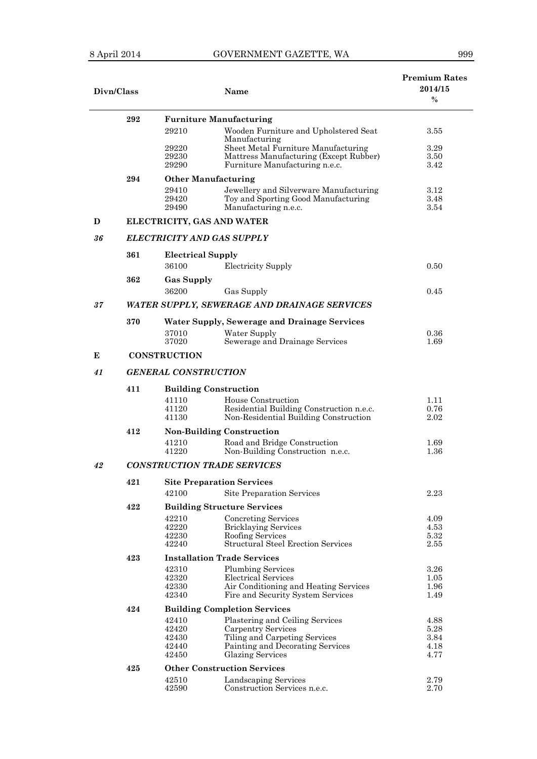| Divn/Class | | | Name | Premium Rates 2014/15 % |
|---|---|---|---|---|
| | 292 | | **Furniture Manufacturing** | |
| | | 29210 | Wooden Furniture and Upholstered Seat Manufacturing | 3.55 |
| | | 29220 | Sheet Metal Furniture Manufacturing | 3.29 |
| | | 29230 | Mattress Manufacturing (Except Rubber) | 3.50 |
| | | 29290 | Furniture Manufacturing n.e.c. | 3.42 |
| | 294 | | **Other Manufacturing** | |
| | | 29410 | Jewellery and Silverware Manufacturing | 3.12 |
| | | 29420 | Toy and Sporting Good Manufacturing | 3.48 |
| | | 29490 | Manufacturing n.e.c. | 3.54 |
| **D** | | | **ELECTRICITY, GAS AND WATER** | |
| ***36*** | | | ***ELECTRICITY AND GAS SUPPLY*** | |
| | 361 | | **Electrical Supply** | |
| | | 36100 | Electricity Supply | 0.50 |
| | 362 | | **Gas Supply** | |
| | | 36200 | Gas Supply | 0.45 |
| ***37*** | | | ***WATER SUPPLY, SEWERAGE AND DRAINAGE SERVICES*** | |
| | 370 | | **Water Supply, Sewerage and Drainage Services** | |
| | | 37010 | Water Supply | 0.36 |
| | | 37020 | Sewerage and Drainage Services | 1.69 |
| **E** | | | **CONSTRUCTION** | |
| ***41*** | | | ***GENERAL CONSTRUCTION*** | |
| | 411 | | **Building Construction** | |
| | | 41110 | House Construction | 1.11 |
| | | 41120 | Residential Building Construction n.e.c. | 0.76 |
| | | 41130 | Non-Residential Building Construction | 2.02 |
| | 412 | | **Non-Building Construction** | |
| | | 41210 | Road and Bridge Construction | 1.69 |
| | | 41220 | Non-Building Construction n.e.c. | 1.36 |
| ***42*** | | | ***CONSTRUCTION TRADE SERVICES*** | |
| | 421 | | **Site Preparation Services** | |
| | | 42100 | Site Preparation Services | 2.23 |
| | 422 | | **Building Structure Services** | |
| | | 42210 | Concreting Services | 4.09 |
| | | 42220 | Bricklaying Services | 4.53 |
| | | 42230 | Roofing Services | 5.32 |
| | | 42240 | Structural Steel Erection Services | 2.55 |
| | 423 | | **Installation Trade Services** | |
| | | 42310 | Plumbing Services | 3.26 |
| | | 42320 | Electrical Services | 1.05 |
| | | 42330 | Air Conditioning and Heating Services | 1.96 |
| | | 42340 | Fire and Security System Services | 1.49 |
| | 424 | | **Building Completion Services** | |
| | | 42410 | Plastering and Ceiling Services | 4.88 |
| | | 42420 | Carpentry Services | 5.28 |
| | | 42430 | Tiling and Carpeting Services | 3.84 |
| | | 42440 | Painting and Decorating Services | 4.18 |
| | | 42450 | Glazing Services | 4.77 |
| | 425 | | **Other Construction Services** | |
| | | 42510 | Landscaping Services | 2.79 |
| | | 42590 | Construction Services n.e.c. | 2.70 |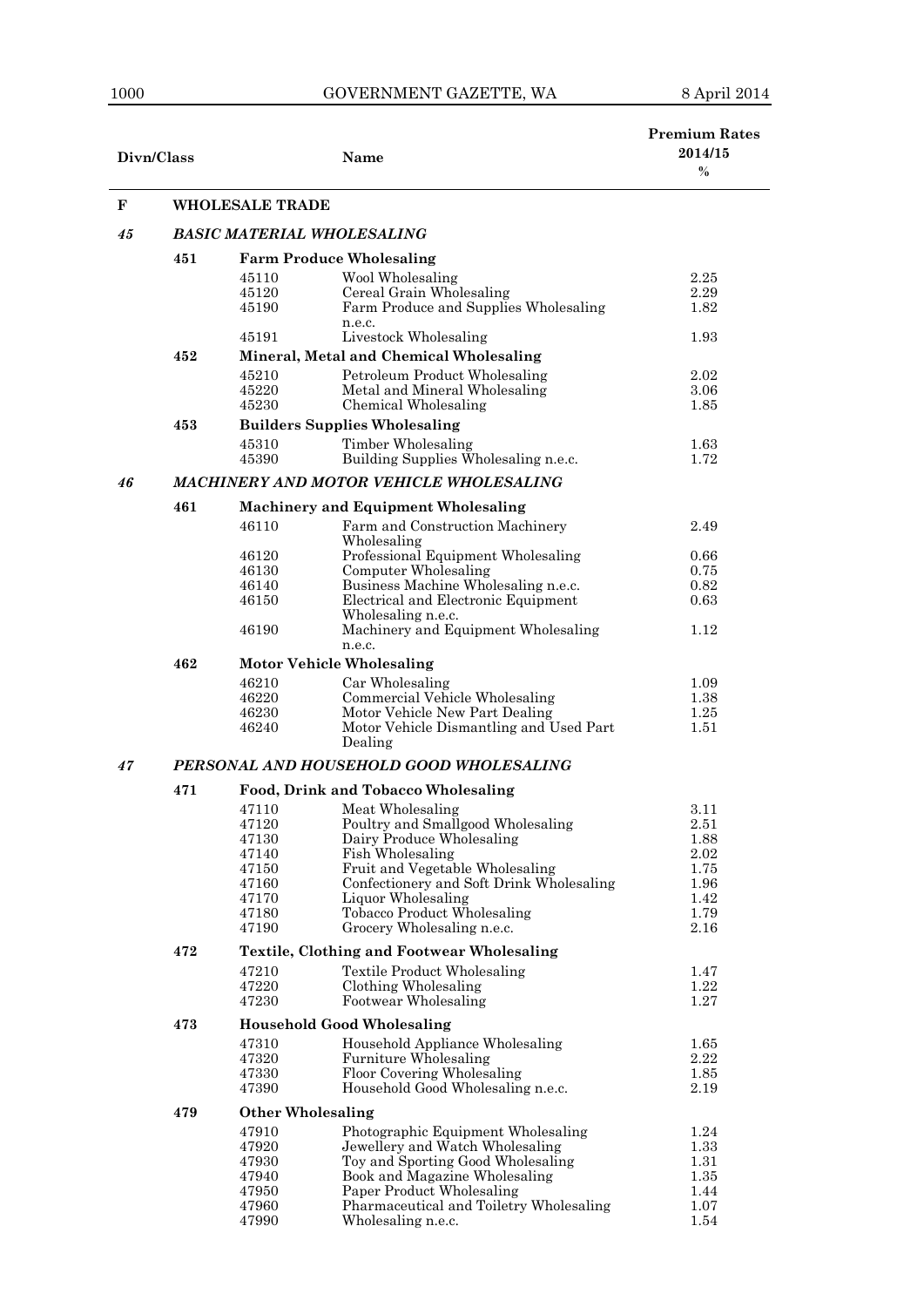| Divn/Class | | | Name | Premium Rates 2014/15 % |
|---|---|---|---|---|
| **F** | | | **WHOLESALE TRADE** | |
| ***45*** | | | ***BASIC MATERIAL WHOLESALING*** | |
| | **451** | | **Farm Produce Wholesaling** | |
| | | 45110 | Wool Wholesaling | 2.25 |
| | | 45120 | Cereal Grain Wholesaling | 2.29 |
| | | 45190 | Farm Produce and Supplies Wholesaling n.e.c. | 1.82 |
| | | 45191 | Livestock Wholesaling | 1.93 |
| | **452** | | **Mineral, Metal and Chemical Wholesaling** | |
| | | 45210 | Petroleum Product Wholesaling | 2.02 |
| | | 45220 | Metal and Mineral Wholesaling | 3.06 |
| | | 45230 | Chemical Wholesaling | 1.85 |
| | **453** | | **Builders Supplies Wholesaling** | |
| | | 45310 | Timber Wholesaling | 1.63 |
| | | 45390 | Building Supplies Wholesaling n.e.c. | 1.72 |
| ***46*** | | | ***MACHINERY AND MOTOR VEHICLE WHOLESALING*** | |
| | **461** | | **Machinery and Equipment Wholesaling** | |
| | | 46110 | Farm and Construction Machinery Wholesaling | 2.49 |
| | | 46120 | Professional Equipment Wholesaling | 0.66 |
| | | 46130 | Computer Wholesaling | 0.75 |
| | | 46140 | Business Machine Wholesaling n.e.c. | 0.82 |
| | | 46150 | Electrical and Electronic Equipment Wholesaling n.e.c. | 0.63 |
| | | 46190 | Machinery and Equipment Wholesaling n.e.c. | 1.12 |
| | **462** | | **Motor Vehicle Wholesaling** | |
| | | 46210 | Car Wholesaling | 1.09 |
| | | 46220 | Commercial Vehicle Wholesaling | 1.38 |
| | | 46230 | Motor Vehicle New Part Dealing | 1.25 |
| | | 46240 | Motor Vehicle Dismantling and Used Part Dealing | 1.51 |
| ***47*** | | | ***PERSONAL AND HOUSEHOLD GOOD WHOLESALING*** | |
| | **471** | | **Food, Drink and Tobacco Wholesaling** | |
| | | 47110 | Meat Wholesaling | 3.11 |
| | | 47120 | Poultry and Smallgood Wholesaling | 2.51 |
| | | 47130 | Dairy Produce Wholesaling | 1.88 |
| | | 47140 | Fish Wholesaling | 2.02 |
| | | 47150 | Fruit and Vegetable Wholesaling | 1.75 |
| | | 47160 | Confectionery and Soft Drink Wholesaling | 1.96 |
| | | 47170 | Liquor Wholesaling | 1.42 |
| | | 47180 | Tobacco Product Wholesaling | 1.79 |
| | | 47190 | Grocery Wholesaling n.e.c. | 2.16 |
| | **472** | | **Textile, Clothing and Footwear Wholesaling** | |
| | | 47210 | Textile Product Wholesaling | 1.47 |
| | | 47220 | Clothing Wholesaling | 1.22 |
| | | 47230 | Footwear Wholesaling | 1.27 |
| | **473** | | **Household Good Wholesaling** | |
| | | 47310 | Household Appliance Wholesaling | 1.65 |
| | | 47320 | Furniture Wholesaling | 2.22 |
| | | 47330 | Floor Covering Wholesaling | 1.85 |
| | | 47390 | Household Good Wholesaling n.e.c. | 2.19 |
| | **479** | | **Other Wholesaling** | |
| | | 47910 | Photographic Equipment Wholesaling | 1.24 |
| | | 47920 | Jewellery and Watch Wholesaling | 1.33 |
| | | 47930 | Toy and Sporting Good Wholesaling | 1.31 |
| | | 47940 | Book and Magazine Wholesaling | 1.35 |
| | | 47950 | Paper Product Wholesaling | 1.44 |
| | | 47960 | Pharmaceutical and Toiletry Wholesaling | 1.07 |
| | | 47990 | Wholesaling n.e.c. | 1.54 |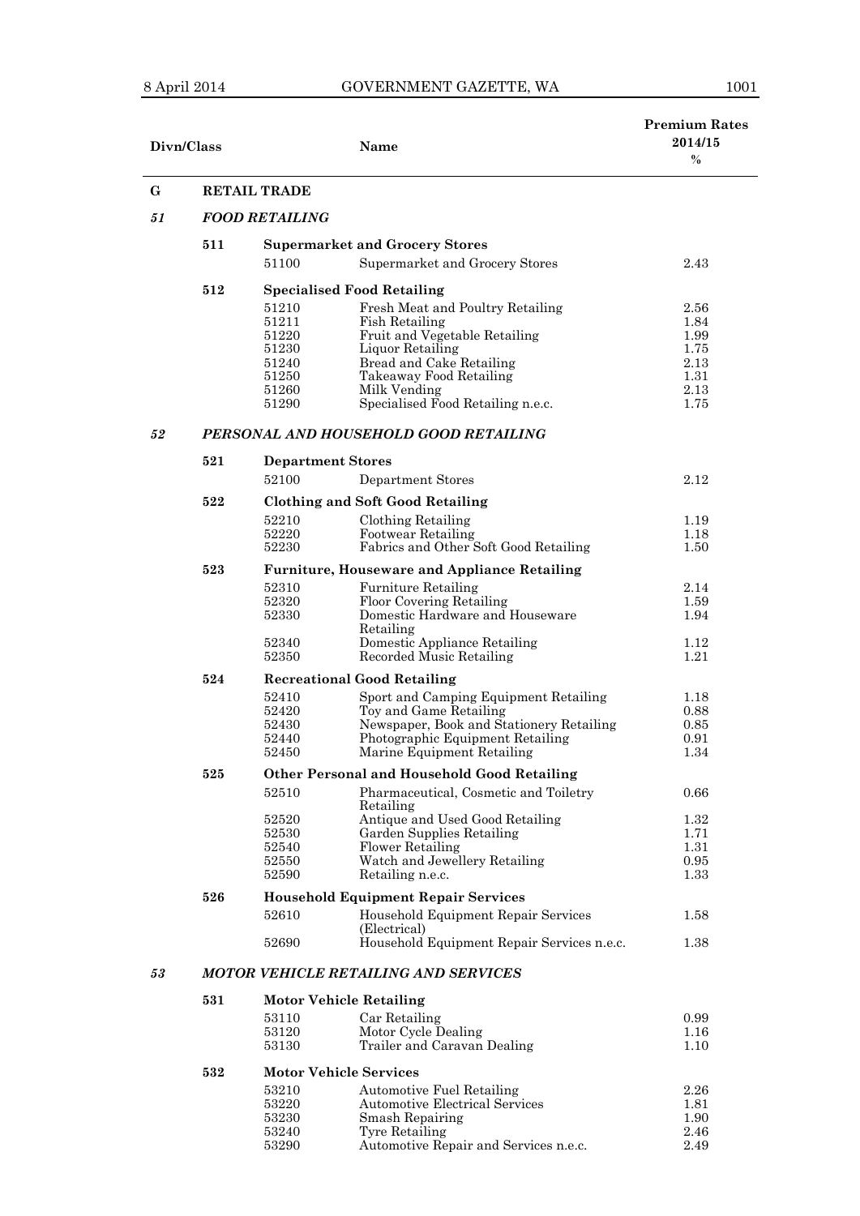| Divn/Class | | | Name | Premium Rates 2014/15 % |
|---|---|---|---|---|
| **G** | **RETAIL TRADE** | | | |
| ***51*** | ***FOOD RETAILING*** | | | |
| | **511** | **Supermarket and Grocery Stores** | | |
| | | 51100 | Supermarket and Grocery Stores | 2.43 |
| | **512** | **Specialised Food Retailing** | | |
| | | 51210 | Fresh Meat and Poultry Retailing | 2.56 |
| | | 51211 | Fish Retailing | 1.84 |
| | | 51220 | Fruit and Vegetable Retailing | 1.99 |
| | | 51230 | Liquor Retailing | 1.75 |
| | | 51240 | Bread and Cake Retailing | 2.13 |
| | | 51250 | Takeaway Food Retailing | 1.31 |
| | | 51260 | Milk Vending | 2.13 |
| | | 51290 | Specialised Food Retailing n.e.c. | 1.75 |
| ***52*** | ***PERSONAL AND HOUSEHOLD GOOD RETAILING*** | | | |
| | **521** | **Department Stores** | | |
| | | 52100 | Department Stores | 2.12 |
| | **522** | **Clothing and Soft Good Retailing** | | |
| | | 52210 | Clothing Retailing | 1.19 |
| | | 52220 | Footwear Retailing | 1.18 |
| | | 52230 | Fabrics and Other Soft Good Retailing | 1.50 |
| | **523** | **Furniture, Houseware and Appliance Retailing** | | |
| | | 52310 | Furniture Retailing | 2.14 |
| | | 52320 | Floor Covering Retailing | 1.59 |
| | | 52330 | Domestic Hardware and Houseware Retailing | 1.94 |
| | | 52340 | Domestic Appliance Retailing | 1.12 |
| | | 52350 | Recorded Music Retailing | 1.21 |
| | **524** | **Recreational Good Retailing** | | |
| | | 52410 | Sport and Camping Equipment Retailing | 1.18 |
| | | 52420 | Toy and Game Retailing | 0.88 |
| | | 52430 | Newspaper, Book and Stationery Retailing | 0.85 |
| | | 52440 | Photographic Equipment Retailing | 0.91 |
| | | 52450 | Marine Equipment Retailing | 1.34 |
| | **525** | **Other Personal and Household Good Retailing** | | |
| | | 52510 | Pharmaceutical, Cosmetic and Toiletry Retailing | 0.66 |
| | | 52520 | Antique and Used Good Retailing | 1.32 |
| | | 52530 | Garden Supplies Retailing | 1.71 |
| | | 52540 | Flower Retailing | 1.31 |
| | | 52550 | Watch and Jewellery Retailing | 0.95 |
| | | 52590 | Retailing n.e.c. | 1.33 |
| | **526** | **Household Equipment Repair Services** | | |
| | | 52610 | Household Equipment Repair Services (Electrical) | 1.58 |
| | | 52690 | Household Equipment Repair Services n.e.c. | 1.38 |
| ***53*** | ***MOTOR VEHICLE RETAILING AND SERVICES*** | | | |
| | **531** | **Motor Vehicle Retailing** | | |
| | | 53110 | Car Retailing | 0.99 |
| | | 53120 | Motor Cycle Dealing | 1.16 |
| | | 53130 | Trailer and Caravan Dealing | 1.10 |
| | **532** | **Motor Vehicle Services** | | |
| | | 53210 | Automotive Fuel Retailing | 2.26 |
| | | 53220 | Automotive Electrical Services | 1.81 |
| | | 53230 | Smash Repairing | 1.90 |
| | | 53240 | Tyre Retailing | 2.46 |
| | | 53290 | Automotive Repair and Services n.e.c. | 2.49 |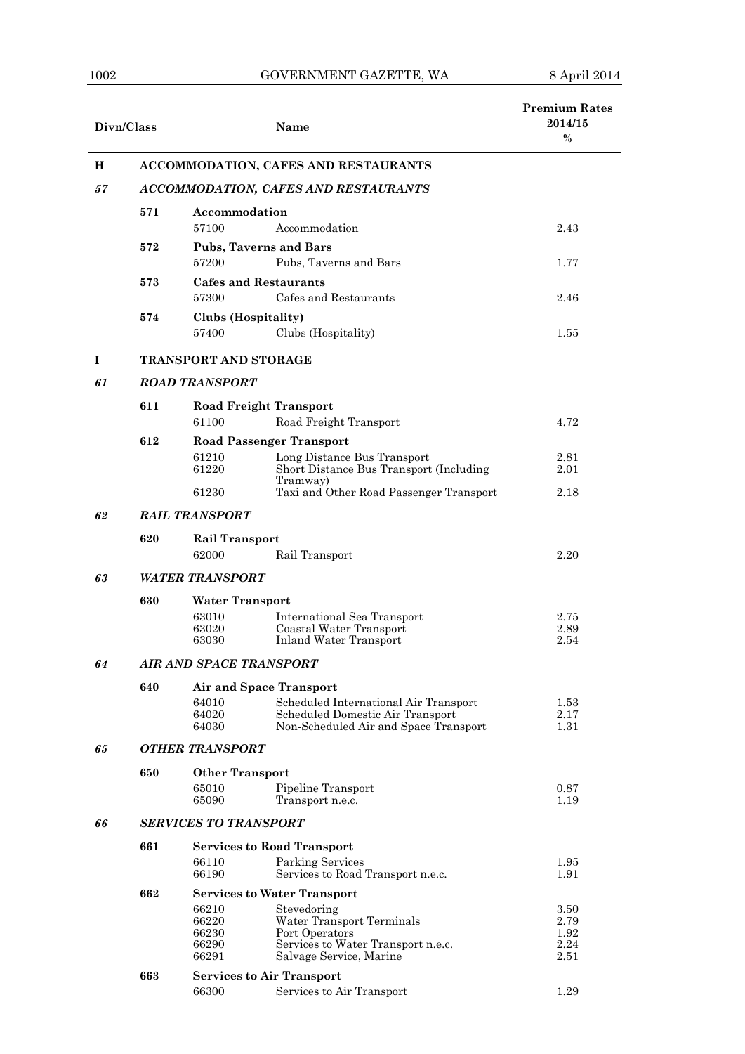| Divn/Class | | | Name | Premium Rates 2014/15 % |
|---|---|---|---|---|
| **H** | **ACCOMMODATION, CAFES AND RESTAURANTS** | | | |
| ***57*** | ***ACCOMMODATION, CAFES AND RESTAURANTS*** | | | |
| | **571** | **Accommodation** | | |
| | | 57100 | Accommodation | 2.43 |
| | **572** | **Pubs, Taverns and Bars** | | |
| | | 57200 | Pubs, Taverns and Bars | 1.77 |
| | **573** | **Cafes and Restaurants** | | |
| | | 57300 | Cafes and Restaurants | 2.46 |
| | **574** | **Clubs (Hospitality)** | | |
| | | 57400 | Clubs (Hospitality) | 1.55 |
| **I** | **TRANSPORT AND STORAGE** | | | |
| ***61*** | ***ROAD TRANSPORT*** | | | |
| | **611** | **Road Freight Transport** | | |
| | | 61100 | Road Freight Transport | 4.72 |
| | **612** | **Road Passenger Transport** | | |
| | | 61210 | Long Distance Bus Transport | 2.81 |
| | | 61220 | Short Distance Bus Transport (Including Tramway) | 2.01 |
| | | 61230 | Taxi and Other Road Passenger Transport | 2.18 |
| ***62*** | ***RAIL TRANSPORT*** | | | |
| | **620** | **Rail Transport** | | |
| | | 62000 | Rail Transport | 2.20 |
| ***63*** | ***WATER TRANSPORT*** | | | |
| | **630** | **Water Transport** | | |
| | | 63010 | International Sea Transport | 2.75 |
| | | 63020 | Coastal Water Transport | 2.89 |
| | | 63030 | Inland Water Transport | 2.54 |
| ***64*** | ***AIR AND SPACE TRANSPORT*** | | | |
| | **640** | **Air and Space Transport** | | |
| | | 64010 | Scheduled International Air Transport | 1.53 |
| | | 64020 | Scheduled Domestic Air Transport | 2.17 |
| | | 64030 | Non-Scheduled Air and Space Transport | 1.31 |
| ***65*** | ***OTHER TRANSPORT*** | | | |
| | **650** | **Other Transport** | | |
| | | 65010 | Pipeline Transport | 0.87 |
| | | 65090 | Transport n.e.c. | 1.19 |
| ***66*** | ***SERVICES TO TRANSPORT*** | | | |
| | **661** | **Services to Road Transport** | | |
| | | 66110 | Parking Services | 1.95 |
| | | 66190 | Services to Road Transport n.e.c. | 1.91 |
| | **662** | **Services to Water Transport** | | |
| | | 66210 | Stevedoring | 3.50 |
| | | 66220 | Water Transport Terminals | 2.79 |
| | | 66230 | Port Operators | 1.92 |
| | | 66290 | Services to Water Transport n.e.c. | 2.24 |
| | | 66291 | Salvage Service, Marine | 2.51 |
| | **663** | **Services to Air Transport** | | |
| | | 66300 | Services to Air Transport | 1.29 |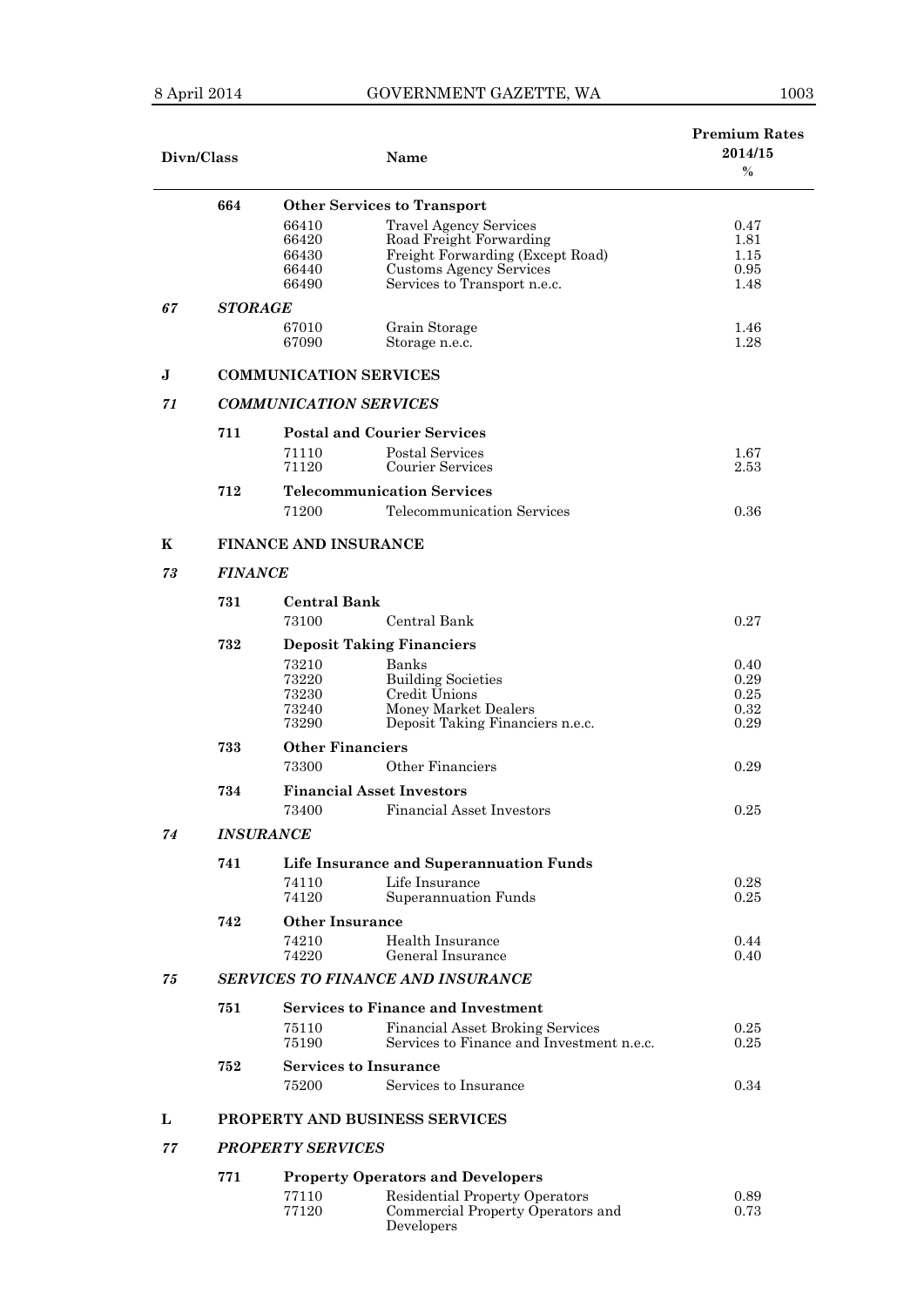| Divn/Class | | | Name | Premium Rates 2014/15 % |
|---|---|---|---|---|
| | **664** | | **Other Services to Transport** | |
| | | 66410 | Travel Agency Services | 0.47 |
| | | 66420 | Road Freight Forwarding | 1.81 |
| | | 66430 | Freight Forwarding (Except Road) | 1.15 |
| | | 66440 | Customs Agency Services | 0.95 |
| | | 66490 | Services to Transport n.e.c. | 1.48 |
| ***67*** | ***STORAGE*** | | | |
| | | 67010 | Grain Storage | 1.46 |
| | | 67090 | Storage n.e.c. | 1.28 |
| **J** | **COMMUNICATION SERVICES** | | | |
| ***71*** | ***COMMUNICATION SERVICES*** | | | |
| | **711** | | **Postal and Courier Services** | |
| | | 71110 | Postal Services | 1.67 |
| | | 71120 | Courier Services | 2.53 |
| | **712** | | **Telecommunication Services** | |
| | | 71200 | Telecommunication Services | 0.36 |
| **K** | **FINANCE AND INSURANCE** | | | |
| ***73*** | ***FINANCE*** | | | |
| | **731** | | **Central Bank** | |
| | | 73100 | Central Bank | 0.27 |
| | **732** | | **Deposit Taking Financiers** | |
| | | 73210 | Banks | 0.40 |
| | | 73220 | Building Societies | 0.29 |
| | | 73230 | Credit Unions | 0.25 |
| | | 73240 | Money Market Dealers | 0.32 |
| | | 73290 | Deposit Taking Financiers n.e.c. | 0.29 |
| | **733** | | **Other Financiers** | |
| | | 73300 | Other Financiers | 0.29 |
| | **734** | | **Financial Asset Investors** | |
| | | 73400 | Financial Asset Investors | 0.25 |
| ***74*** | ***INSURANCE*** | | | |
| | **741** | | **Life Insurance and Superannuation Funds** | |
| | | 74110 | Life Insurance | 0.28 |
| | | 74120 | Superannuation Funds | 0.25 |
| | **742** | | **Other Insurance** | |
| | | 74210 | Health Insurance | 0.44 |
| | | 74220 | General Insurance | 0.40 |
| ***75*** | ***SERVICES TO FINANCE AND INSURANCE*** | | | |
| | **751** | | **Services to Finance and Investment** | |
| | | 75110 | Financial Asset Broking Services | 0.25 |
| | | 75190 | Services to Finance and Investment n.e.c. | 0.25 |
| | **752** | | **Services to Insurance** | |
| | | 75200 | Services to Insurance | 0.34 |
| **L** | **PROPERTY AND BUSINESS SERVICES** | | | |
| ***77*** | ***PROPERTY SERVICES*** | | | |
| | **771** | | **Property Operators and Developers** | |
| | | 77110 | Residential Property Operators | 0.89 |
| | | 77120 | Commercial Property Operators and Developers | 0.73 |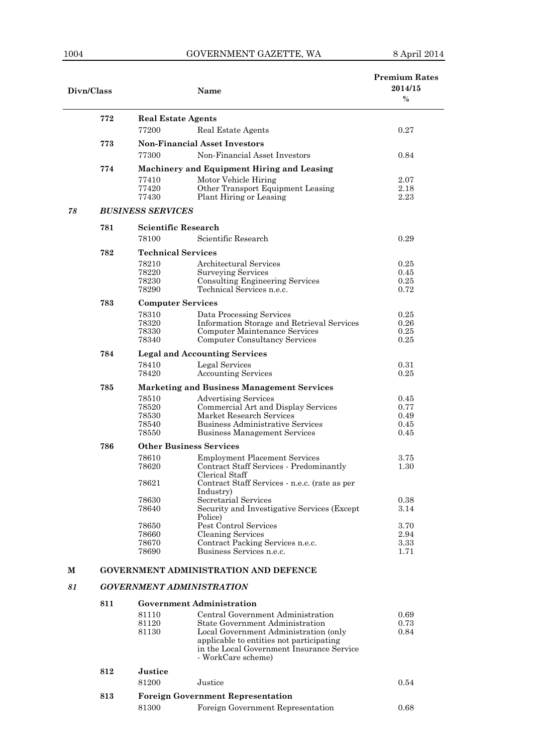| Divn/Class | | | Name | Premium Rates 2014/15 % |
|---|---|---|---|---|
| | 772 | **Real Estate Agents** | | |
| | | 77200 | Real Estate Agents | 0.27 |
| | 773 | **Non-Financial Asset Investors** | | |
| | | 77300 | Non-Financial Asset Investors | 0.84 |
| | 774 | **Machinery and Equipment Hiring and Leasing** | | |
| | | 77410 | Motor Vehicle Hiring | 2.07 |
| | | 77420 | Other Transport Equipment Leasing | 2.18 |
| | | 77430 | Plant Hiring or Leasing | 2.23 |
| *78* | | ***BUSINESS SERVICES*** | | |
| | 781 | **Scientific Research** | | |
| | | 78100 | Scientific Research | 0.29 |
| | 782 | **Technical Services** | | |
| | | 78210 | Architectural Services | 0.25 |
| | | 78220 | Surveying Services | 0.45 |
| | | 78230 | Consulting Engineering Services | 0.25 |
| | | 78290 | Technical Services n.e.c. | 0.72 |
| | 783 | **Computer Services** | | |
| | | 78310 | Data Processing Services | 0.25 |
| | | 78320 | Information Storage and Retrieval Services | 0.26 |
| | | 78330 | Computer Maintenance Services | 0.25 |
| | | 78340 | Computer Consultancy Services | 0.25 |
| | 784 | **Legal and Accounting Services** | | |
| | | 78410 | Legal Services | 0.31 |
| | | 78420 | Accounting Services | 0.25 |
| | 785 | **Marketing and Business Management Services** | | |
| | | 78510 | Advertising Services | 0.45 |
| | | 78520 | Commercial Art and Display Services | 0.77 |
| | | 78530 | Market Research Services | 0.49 |
| | | 78540 | Business Administrative Services | 0.45 |
| | | 78550 | Business Management Services | 0.45 |
| | 786 | **Other Business Services** | | |
| | | 78610 | Employment Placement Services | 3.75 |
| | | 78620 | Contract Staff Services - Predominantly Clerical Staff | 1.30 |
| | | 78621 | Contract Staff Services - n.e.c. (rate as per Industry) | |
| | | 78630 | Secretarial Services | 0.38 |
| | | 78640 | Security and Investigative Services (Except Police) | 3.14 |
| | | 78650 | Pest Control Services | 3.70 |
| | | 78660 | Cleaning Services | 2.94 |
| | | 78670 | Contract Packing Services n.e.c. | 3.33 |
| | | 78690 | Business Services n.e.c. | 1.71 |
| **M** | | **GOVERNMENT ADMINISTRATION AND DEFENCE** | | |
| *81* | | ***GOVERNMENT ADMINISTRATION*** | | |
| | 811 | **Government Administration** | | |
| | | 81110 | Central Government Administration | 0.69 |
| | | 81120 | State Government Administration | 0.73 |
| | | 81130 | Local Government Administration (only applicable to entities not participating in the Local Government Insurance Service - WorkCare scheme) | 0.84 |
| | 812 | **Justice** | | |
| | | 81200 | Justice | 0.54 |
| | 813 | **Foreign Government Representation** | | |
| | | 81300 | Foreign Government Representation | 0.68 |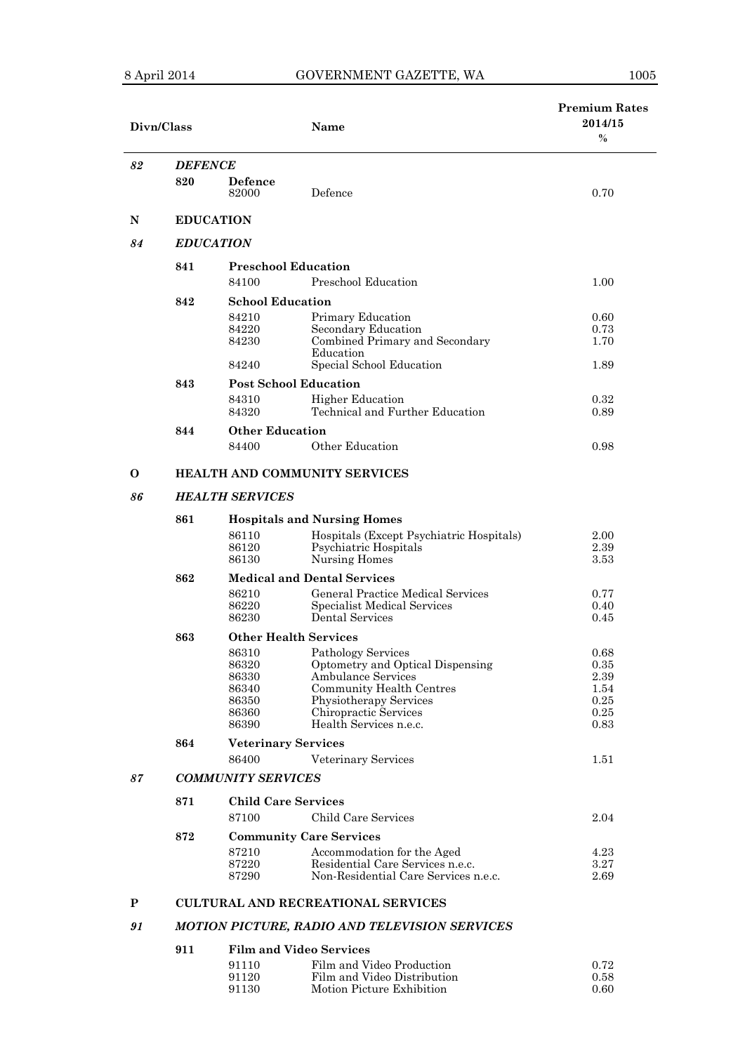| Divn/Class | | | Name | Premium Rates 2014/15 % |
|---|---|---|---|---|
| *82* | ***DEFENCE*** | | | |
| | **820** | **Defence** | | |
| | | 82000 | Defence | 0.70 |
| **N** | **EDUCATION** | | | |
| *84* | ***EDUCATION*** | | | |
| | **841** | **Preschool Education** | | |
| | | 84100 | Preschool Education | 1.00 |
| | **842** | **School Education** | | |
| | | 84210 | Primary Education | 0.60 |
| | | 84220 | Secondary Education | 0.73 |
| | | 84230 | Combined Primary and Secondary Education | 1.70 |
| | | 84240 | Special School Education | 1.89 |
| | **843** | **Post School Education** | | |
| | | 84310 | Higher Education | 0.32 |
| | | 84320 | Technical and Further Education | 0.89 |
| | **844** | **Other Education** | | |
| | | 84400 | Other Education | 0.98 |
| **O** | **HEALTH AND COMMUNITY SERVICES** | | | |
| *86* | ***HEALTH SERVICES*** | | | |
| | **861** | **Hospitals and Nursing Homes** | | |
| | | 86110 | Hospitals (Except Psychiatric Hospitals) | 2.00 |
| | | 86120 | Psychiatric Hospitals | 2.39 |
| | | 86130 | Nursing Homes | 3.53 |
| | **862** | **Medical and Dental Services** | | |
| | | 86210 | General Practice Medical Services | 0.77 |
| | | 86220 | Specialist Medical Services | 0.40 |
| | | 86230 | Dental Services | 0.45 |
| | **863** | **Other Health Services** | | |
| | | 86310 | Pathology Services | 0.68 |
| | | 86320 | Optometry and Optical Dispensing | 0.35 |
| | | 86330 | Ambulance Services | 2.39 |
| | | 86340 | Community Health Centres | 1.54 |
| | | 86350 | Physiotherapy Services | 0.25 |
| | | 86360 | Chiropractic Services | 0.25 |
| | | 86390 | Health Services n.e.c. | 0.83 |
| | **864** | **Veterinary Services** | | |
| | | 86400 | Veterinary Services | 1.51 |
| *87* | ***COMMUNITY SERVICES*** | | | |
| | **871** | **Child Care Services** | | |
| | | 87100 | Child Care Services | 2.04 |
| | **872** | **Community Care Services** | | |
| | | 87210 | Accommodation for the Aged | 4.23 |
| | | 87220 | Residential Care Services n.e.c. | 3.27 |
| | | 87290 | Non-Residential Care Services n.e.c. | 2.69 |
| **P** | **CULTURAL AND RECREATIONAL SERVICES** | | | |
| *91* | ***MOTION PICTURE, RADIO AND TELEVISION SERVICES*** | | | |
| | **911** | **Film and Video Services** | | |
| | | 91110 | Film and Video Production | 0.72 |
| | | 91120 | Film and Video Distribution | 0.58 |
| | | 91130 | Motion Picture Exhibition | 0.60 |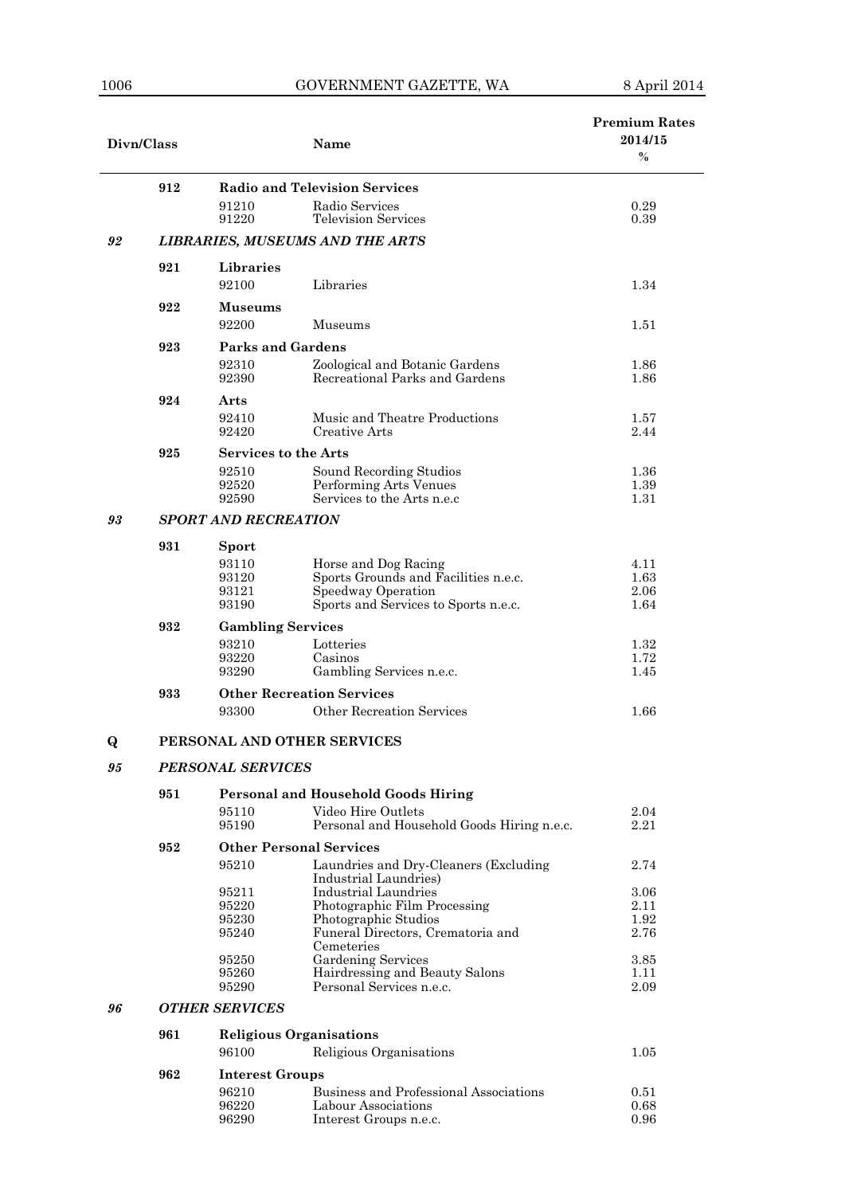| Divn/Class | | | Name | Premium Rates 2014/15 % |
|---|---|---|---|---|
| | 912 | | **Radio and Television Services** | |
| | | 91210 | Radio Services | 0.29 |
| | | 91220 | Television Services | 0.39 |
| ***92*** | | | ***LIBRARIES, MUSEUMS AND THE ARTS*** | |
| | 921 | | **Libraries** | |
| | | 92100 | Libraries | 1.34 |
| | 922 | | **Museums** | |
| | | 92200 | Museums | 1.51 |
| | 923 | | **Parks and Gardens** | |
| | | 92310 | Zoological and Botanic Gardens | 1.86 |
| | | 92390 | Recreational Parks and Gardens | 1.86 |
| | 924 | | **Arts** | |
| | | 92410 | Music and Theatre Productions | 1.57 |
| | | 92420 | Creative Arts | 2.44 |
| | 925 | | **Services to the Arts** | |
| | | 92510 | Sound Recording Studios | 1.36 |
| | | 92520 | Performing Arts Venues | 1.39 |
| | | 92590 | Services to the Arts n.e.c | 1.31 |
| ***93*** | | | ***SPORT AND RECREATION*** | |
| | 931 | | **Sport** | |
| | | 93110 | Horse and Dog Racing | 4.11 |
| | | 93120 | Sports Grounds and Facilities n.e.c. | 1.63 |
| | | 93121 | Speedway Operation | 2.06 |
| | | 93190 | Sports and Services to Sports n.e.c. | 1.64 |
| | 932 | | **Gambling Services** | |
| | | 93210 | Lotteries | 1.32 |
| | | 93220 | Casinos | 1.72 |
| | | 93290 | Gambling Services n.e.c. | 1.45 |
| | 933 | | **Other Recreation Services** | |
| | | 93300 | Other Recreation Services | 1.66 |
| **Q** | | | **PERSONAL AND OTHER SERVICES** | |
| ***95*** | | | ***PERSONAL SERVICES*** | |
| | 951 | | **Personal and Household Goods Hiring** | |
| | | 95110 | Video Hire Outlets | 2.04 |
| | | 95190 | Personal and Household Goods Hiring n.e.c. | 2.21 |
| | 952 | | **Other Personal Services** | |
| | | 95210 | Laundries and Dry-Cleaners (Excluding Industrial Laundries) | 2.74 |
| | | 95211 | Industrial Laundries | 3.06 |
| | | 95220 | Photographic Film Processing | 2.11 |
| | | 95230 | Photographic Studios | 1.92 |
| | | 95240 | Funeral Directors, Crematoria and Cemeteries | 2.76 |
| | | 95250 | Gardening Services | 3.85 |
| | | 95260 | Hairdressing and Beauty Salons | 1.11 |
| | | 95290 | Personal Services n.e.c. | 2.09 |
| ***96*** | | | ***OTHER SERVICES*** | |
| | 961 | | **Religious Organisations** | |
| | | 96100 | Religious Organisations | 1.05 |
| | 962 | | **Interest Groups** | |
| | | 96210 | Business and Professional Associations | 0.51 |
| | | 96220 | Labour Associations | 0.68 |
| | | 96290 | Interest Groups n.e.c. | 0.96 |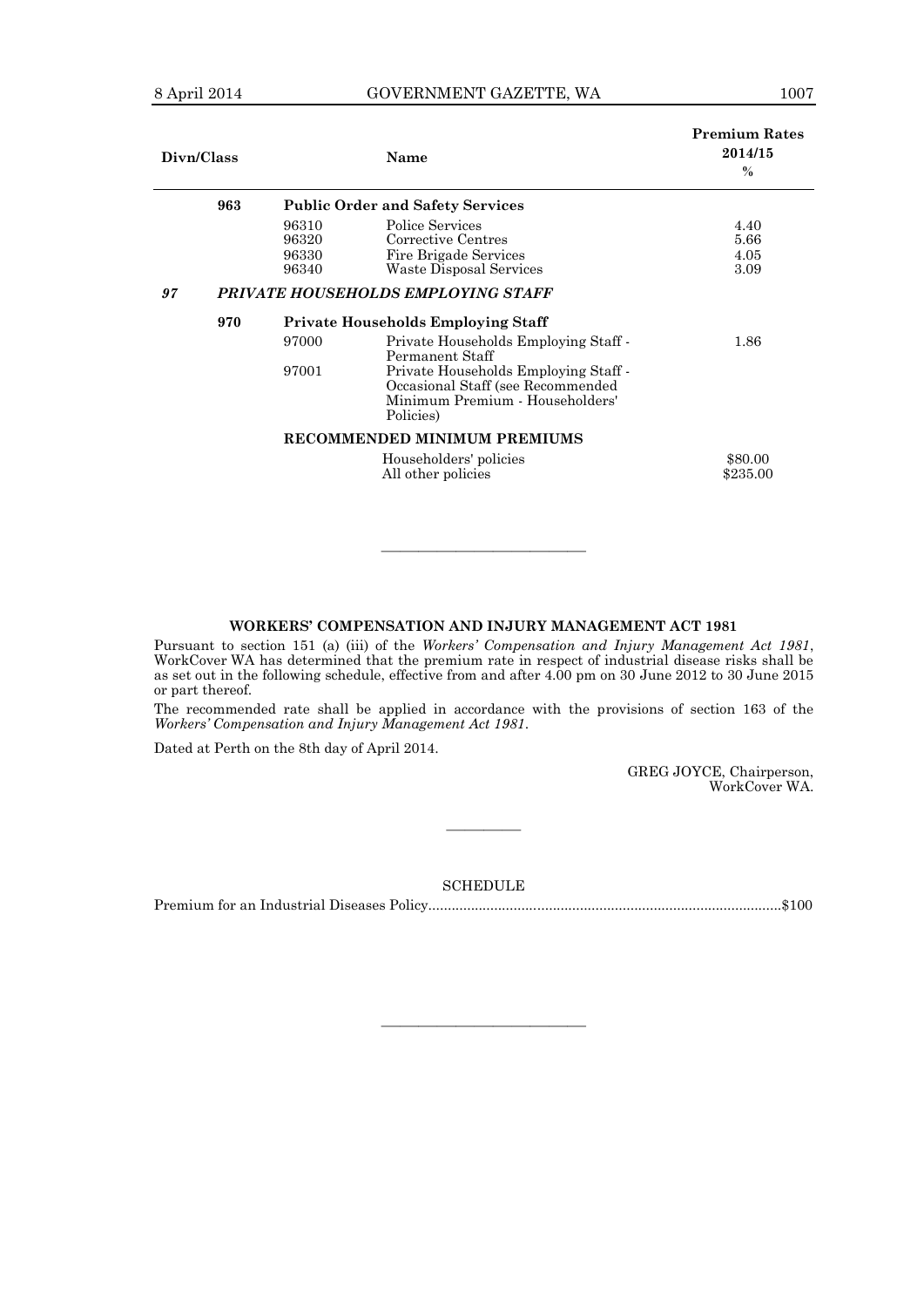| Divn/Class | | | Name | Premium Rates 2014/15 % |
|---|---|---|---|---|
| | **963** | **Public Order and Safety Services** | | |
| | | 96310 | Police Services | 4.40 |
| | | 96320 | Corrective Centres | 5.66 |
| | | 96330 | Fire Brigade Services | 4.05 |
| | | 96340 | Waste Disposal Services | 3.09 |
| ***97*** | | ***PRIVATE HOUSEHOLDS EMPLOYING STAFF*** | | |
| | **970** | **Private Households Employing Staff** | | |
| | | 97000 | Private Households Employing Staff - Permanent Staff | 1.86 |
| | | 97001 | Private Households Employing Staff - Occasional Staff (see Recommended Minimum Premium - Householders' Policies) | |
| | | **RECOMMENDED MINIMUM PREMIUMS** | | |
| | | | Householders' policies | $80.00 |
| | | | All other policies | $235.00 |

---

**WORKERS' COMPENSATION AND INJURY MANAGEMENT ACT 1981**

Pursuant to section 151 (a) (iii) of the *Workers' Compensation and Injury Management Act 1981*, WorkCover WA has determined that the premium rate in respect of industrial disease risks shall be as set out in the following schedule, effective from and after 4.00 pm on 30 June 2012 to 30 June 2015 or part thereof.

The recommended rate shall be applied in accordance with the provisions of section 163 of the *Workers' Compensation and Injury Management Act 1981*.

Dated at Perth on the 8th day of April 2014.

GREG JOYCE, Chairperson,
WorkCover WA.

---

SCHEDULE

Premium for an Industrial Diseases Policy..........................................................................................$100

---